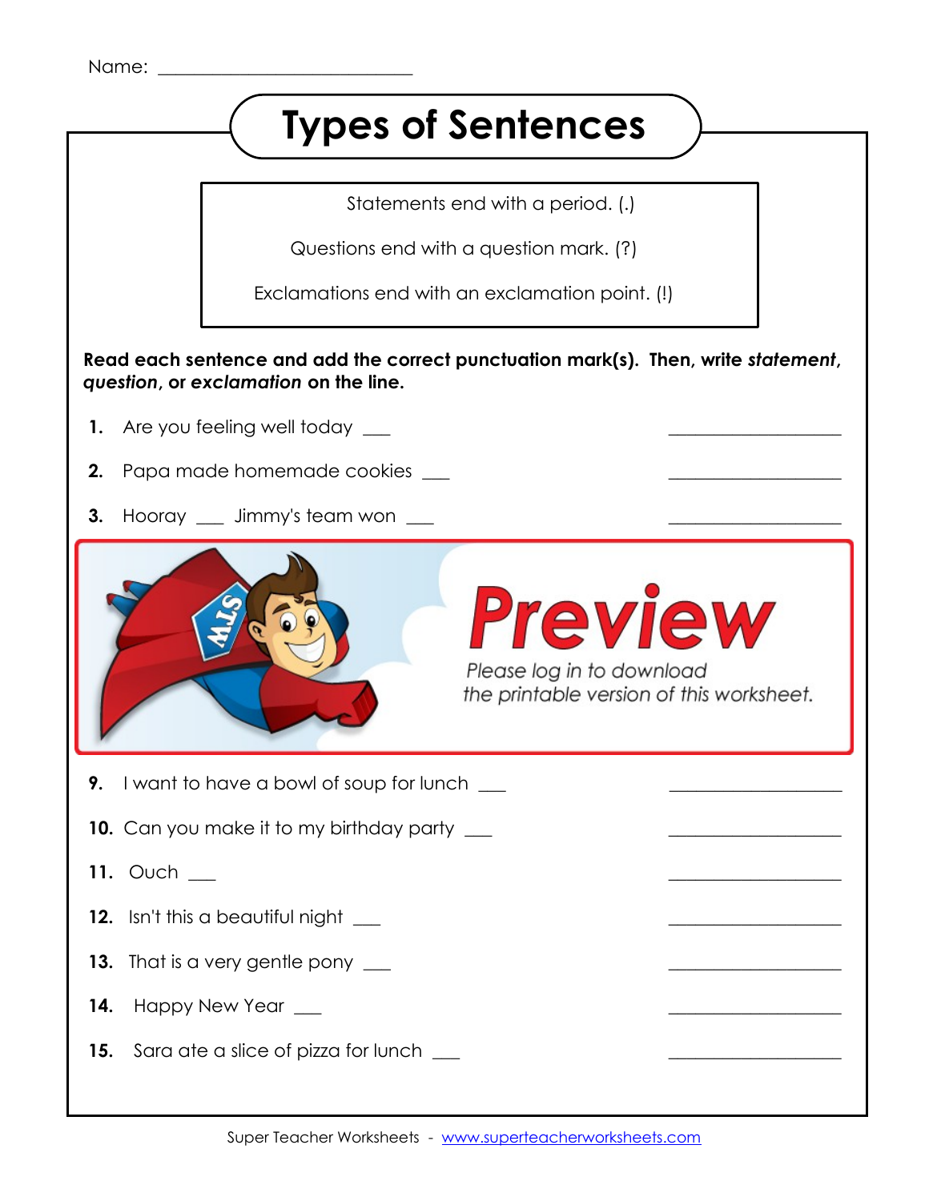Name: ___________________________

# Types of Sentences

Statements end with a period. (.)

Questions end with a question mark. (?)

Exclamations end with an exclamation point. (!)

**Read each sentence and add the correct punctuation mark(s). Then, write *statement*, *question*, or *exclamation* on the line.**

**1.** Are you feeling well today ___ ________________

**2.** Papa made homemade cookies ___ ________________

**3.** Hooray ___ Jimmy's team won ___ ________________

**Preview**

*Please log in to download the printable version of this worksheet.*

**9.** I want to have a bowl of soup for lunch ___ ________________

**10.** Can you make it to my birthday party ___ ________________

**11.** Ouch ___ ________________

**12.** Isn't this a beautiful night ___ ________________

**13.** That is a very gentle pony ___ ________________

**14.** Happy New Year ___ ________________

**15.** Sara ate a slice of pizza for lunch ___ ________________

Super Teacher Worksheets - www.superteacherworksheets.com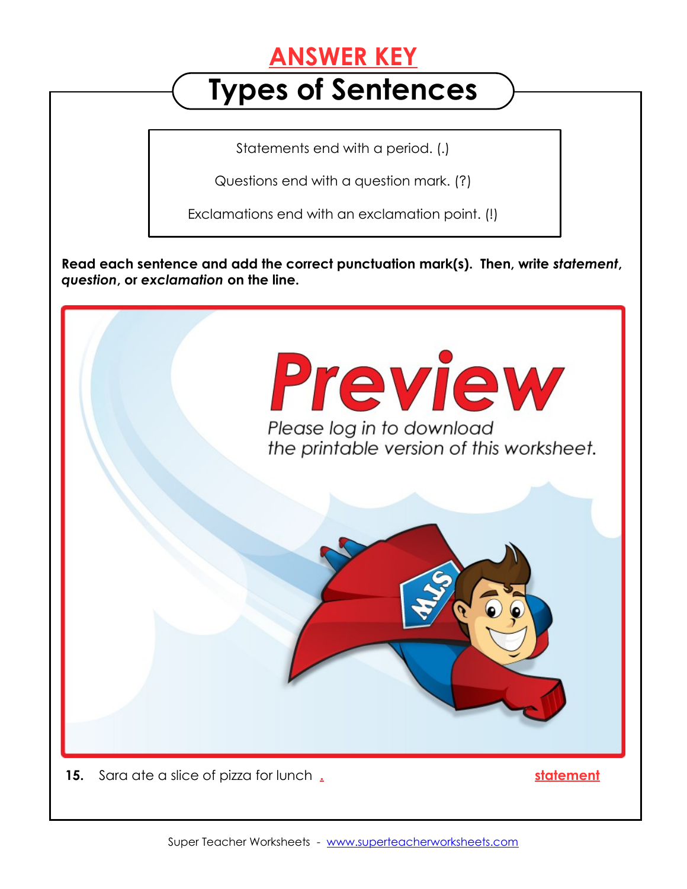# ANSWER KEY

## Types of Sentences

Statements end with a period. (.)

Questions end with a question mark. (?)

Exclamations end with an exclamation point. (!)

**Read each sentence and add the correct punctuation mark(s). Then, write *statement*, *question*, or *exclamation* on the line.**

Preview

Please log in to download the printable version of this worksheet.

**15.** Sara ate a slice of pizza for lunch __.__ __statement__